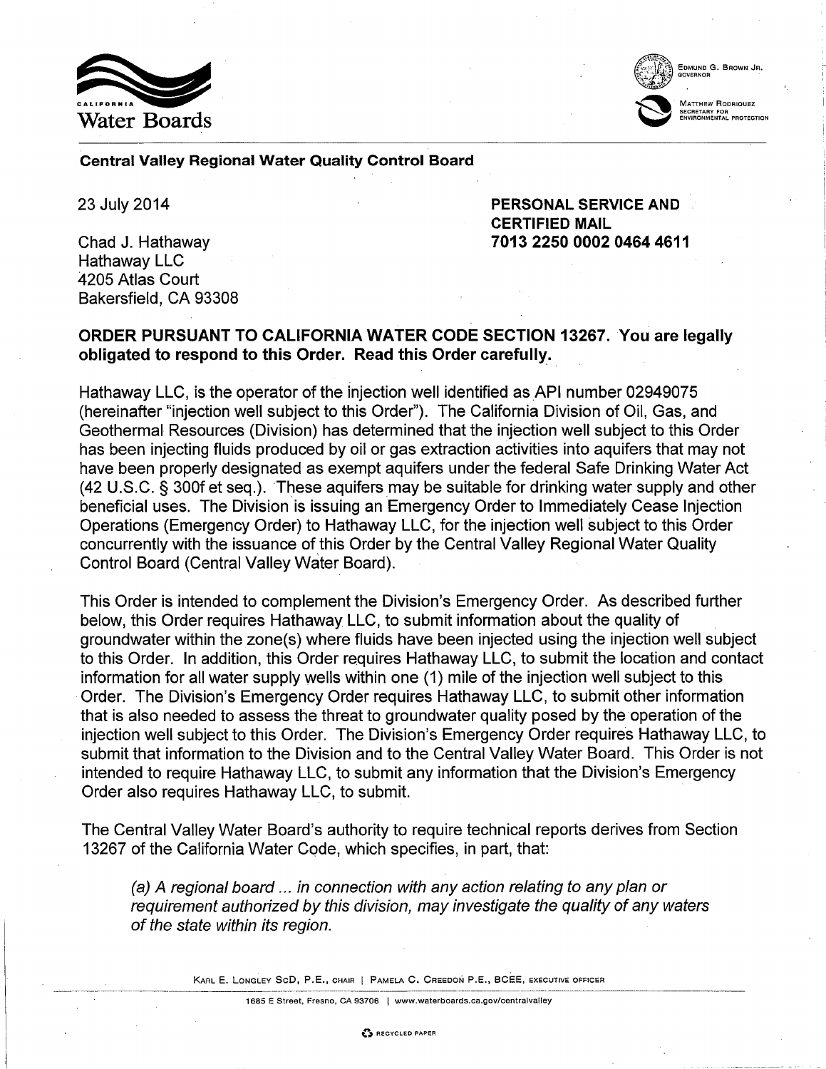California Water Boards

EDMUND G. BROWN JR.
GOVERNOR

MATTHEW RODRIQUEZ
SECRETARY FOR
ENVIRONMENTAL PROTECTION

**Central Valley Regional Water Quality Control Board**

23 July 2014

**PERSONAL SERVICE AND CERTIFIED MAIL**
**7013 2250 0002 0464 4611**

Chad J. Hathaway
Hathaway LLC
4205 Atlas Court
Bakersfield, CA 93308

**ORDER PURSUANT TO CALIFORNIA WATER CODE SECTION 13267. You are legally obligated to respond to this Order. Read this Order carefully.**

Hathaway LLC, is the operator of the injection well identified as API number 02949075 (hereinafter "injection well subject to this Order"). The California Division of Oil, Gas, and Geothermal Resources (Division) has determined that the injection well subject to this Order has been injecting fluids produced by oil or gas extraction activities into aquifers that may not have been properly designated as exempt aquifers under the federal Safe Drinking Water Act (42 U.S.C. § 300f et seq.). These aquifers may be suitable for drinking water supply and other beneficial uses. The Division is issuing an Emergency Order to Immediately Cease Injection Operations (Emergency Order) to Hathaway LLC, for the injection well subject to this Order concurrently with the issuance of this Order by the Central Valley Regional Water Quality Control Board (Central Valley Water Board).

This Order is intended to complement the Division's Emergency Order. As described further below, this Order requires Hathaway LLC, to submit information about the quality of groundwater within the zone(s) where fluids have been injected using the injection well subject to this Order. In addition, this Order requires Hathaway LLC, to submit the location and contact information for all water supply wells within one (1) mile of the injection well subject to this Order. The Division's Emergency Order requires Hathaway LLC, to submit other information that is also needed to assess the threat to groundwater quality posed by the operation of the injection well subject to this Order. The Division's Emergency Order requires Hathaway LLC, to submit that information to the Division and to the Central Valley Water Board. This Order is not intended to require Hathaway LLC, to submit any information that the Division's Emergency Order also requires Hathaway LLC, to submit.

The Central Valley Water Board's authority to require technical reports derives from Section 13267 of the California Water Code, which specifies, in part, that:

> *(a) A regional board ... in connection with any action relating to any plan or requirement authorized by this division, may investigate the quality of any waters of the state within its region.*

KARL E. LONGLEY ScD, P.E., CHAIR | PAMELA C. CREEDON P.E., BCEE, EXECUTIVE OFFICER

1685 E Street, Fresno, CA 93706 | www.waterboards.ca.gov/centralvalley

RECYCLED PAPER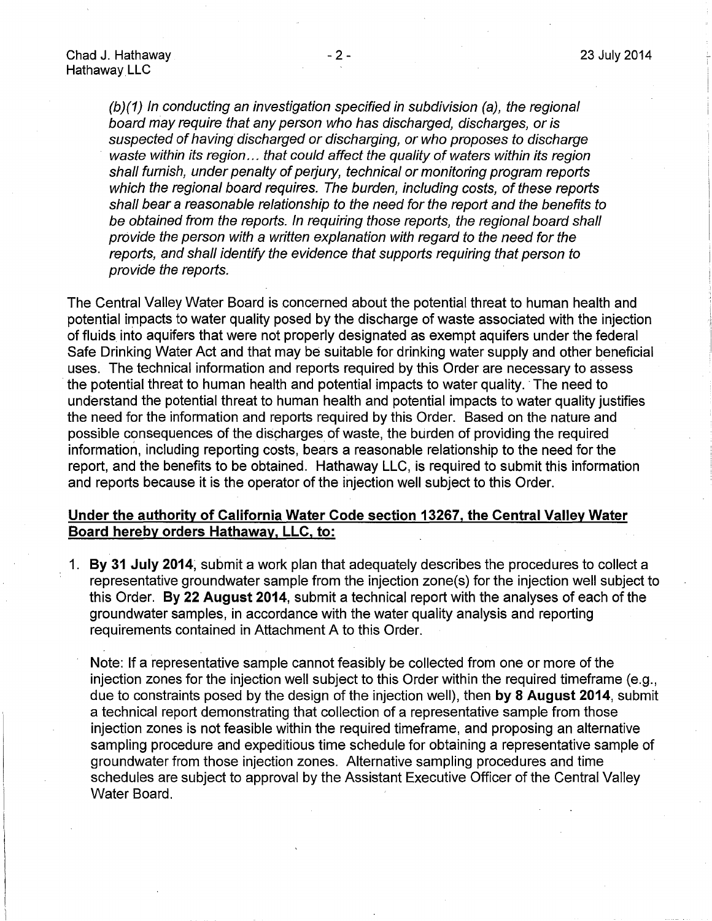*(b)(1) In conducting an investigation specified in subdivision (a), the regional board may require that any person who has discharged, discharges, or is suspected of having discharged or discharging, or who proposes to discharge waste within its region... that could affect the quality of waters within its region shall furnish, under penalty of perjury, technical or monitoring program reports which the regional board requires. The burden, including costs, of these reports shall bear a reasonable relationship to the need for the report and the benefits to be obtained from the reports. In requiring those reports, the regional board shall provide the person with a written explanation with regard to the need for the reports, and shall identify the evidence that supports requiring that person to provide the reports.*

The Central Valley Water Board is concerned about the potential threat to human health and potential impacts to water quality posed by the discharge of waste associated with the injection of fluids into aquifers that were not properly designated as exempt aquifers under the federal Safe Drinking Water Act and that may be suitable for drinking water supply and other beneficial uses. The technical information and reports required by this Order are necessary to assess the potential threat to human health and potential impacts to water quality. The need to understand the potential threat to human health and potential impacts to water quality justifies the need for the information and reports required by this Order. Based on the nature and possible consequences of the discharges of waste, the burden of providing the required information, including reporting costs, bears a reasonable relationship to the need for the report, and the benefits to be obtained. Hathaway LLC, is required to submit this information and reports because it is the operator of the injection well subject to this Order.

**Under the authority of California Water Code section 13267, the Central Valley Water Board hereby orders Hathaway, LLC, to:**

1. **By 31 July 2014**, submit a work plan that adequately describes the procedures to collect a representative groundwater sample from the injection zone(s) for the injection well subject to this Order. **By 22 August 2014**, submit a technical report with the analyses of each of the groundwater samples, in accordance with the water quality analysis and reporting requirements contained in Attachment A to this Order.

   Note: If a representative sample cannot feasibly be collected from one or more of the injection zones for the injection well subject to this Order within the required timeframe (e.g., due to constraints posed by the design of the injection well), then **by 8 August 2014**, submit a technical report demonstrating that collection of a representative sample from those injection zones is not feasible within the required timeframe, and proposing an alternative sampling procedure and expeditious time schedule for obtaining a representative sample of groundwater from those injection zones. Alternative sampling procedures and time schedules are subject to approval by the Assistant Executive Officer of the Central Valley Water Board.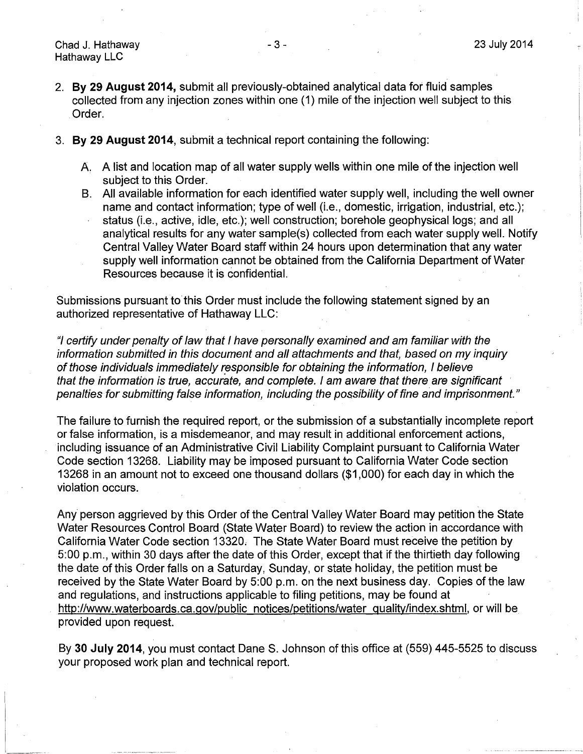2. **By 29 August 2014,** submit all previously-obtained analytical data for fluid samples collected from any injection zones within one (1) mile of the injection well subject to this Order.

3. **By 29 August 2014**, submit a technical report containing the following:

   A. A list and location map of all water supply wells within one mile of the injection well subject to this Order.

   B. All available information for each identified water supply well, including the well owner name and contact information; type of well (i.e., domestic, irrigation, industrial, etc.); status (i.e., active, idle, etc.); well construction; borehole geophysical logs; and all analytical results for any water sample(s) collected from each water supply well. Notify Central Valley Water Board staff within 24 hours upon determination that any water supply well information cannot be obtained from the California Department of Water Resources because it is confidential.

Submissions pursuant to this Order must include the following statement signed by an authorized representative of Hathaway LLC:

*"I certify under penalty of law that I have personally examined and am familiar with the information submitted in this document and all attachments and that, based on my inquiry of those individuals immediately responsible for obtaining the information, I believe that the information is true, accurate, and complete. I am aware that there are significant penalties for submitting false information, including the possibility of fine and imprisonment."*

The failure to furnish the required report, or the submission of a substantially incomplete report or false information, is a misdemeanor, and may result in additional enforcement actions, including issuance of an Administrative Civil Liability Complaint pursuant to California Water Code section 13268. Liability may be imposed pursuant to California Water Code section 13268 in an amount not to exceed one thousand dollars ($1,000) for each day in which the violation occurs.

Any person aggrieved by this Order of the Central Valley Water Board may petition the State Water Resources Control Board (State Water Board) to review the action in accordance with California Water Code section 13320. The State Water Board must receive the petition by 5:00 p.m., within 30 days after the date of this Order, except that if the thirtieth day following the date of this Order falls on a Saturday, Sunday, or state holiday, the petition must be received by the State Water Board by 5:00 p.m. on the next business day. Copies of the law and regulations, and instructions applicable to filing petitions, may be found at http://www.waterboards.ca.gov/public_notices/petitions/water_quality/index.shtml, or will be provided upon request.

By **30 July 2014**, you must contact Dane S. Johnson of this office at (559) 445-5525 to discuss your proposed work plan and technical report.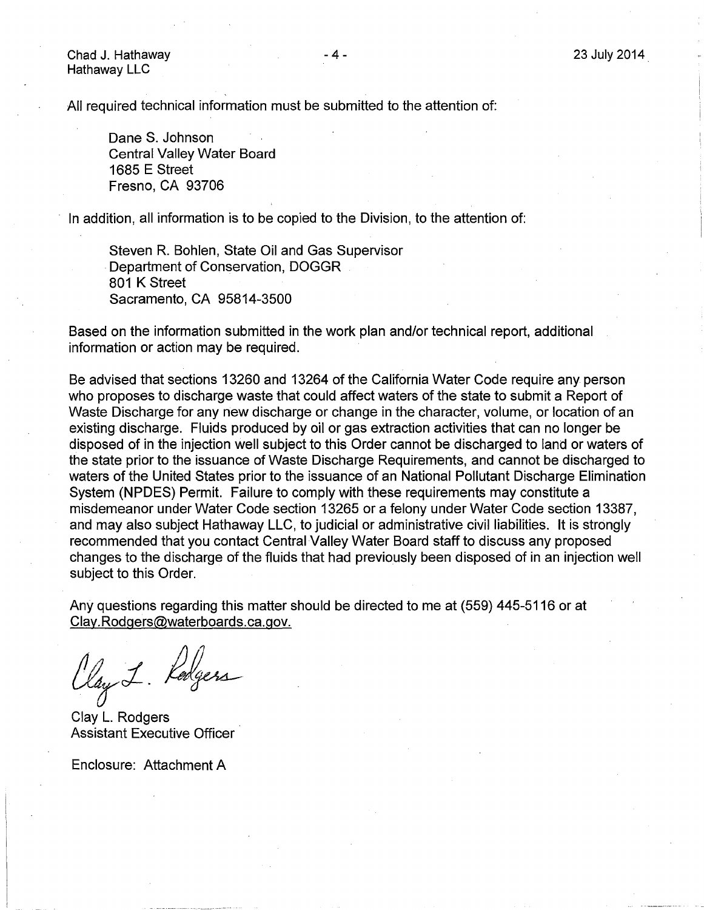All required technical information must be submitted to the attention of:

Dane S. Johnson
Central Valley Water Board
1685 E Street
Fresno, CA 93706

In addition, all information is to be copied to the Division, to the attention of:

Steven R. Bohlen, State Oil and Gas Supervisor
Department of Conservation, DOGGR
801 K Street
Sacramento, CA 95814-3500

Based on the information submitted in the work plan and/or technical report, additional information or action may be required.

Be advised that sections 13260 and 13264 of the California Water Code require any person who proposes to discharge waste that could affect waters of the state to submit a Report of Waste Discharge for any new discharge or change in the character, volume, or location of an existing discharge. Fluids produced by oil or gas extraction activities that can no longer be disposed of in the injection well subject to this Order cannot be discharged to land or waters of the state prior to the issuance of Waste Discharge Requirements, and cannot be discharged to waters of the United States prior to the issuance of an National Pollutant Discharge Elimination System (NPDES) Permit. Failure to comply with these requirements may constitute a misdemeanor under Water Code section 13265 or a felony under Water Code section 13387, and may also subject Hathaway LLC, to judicial or administrative civil liabilities. It is strongly recommended that you contact Central Valley Water Board staff to discuss any proposed changes to the discharge of the fluids that had previously been disposed of in an injection well subject to this Order.

Any questions regarding this matter should be directed to me at (559) 445-5116 or at Clay.Rodgers@waterboards.ca.gov.

Clay L. Rodgers

Clay L. Rodgers
Assistant Executive Officer

Enclosure: Attachment A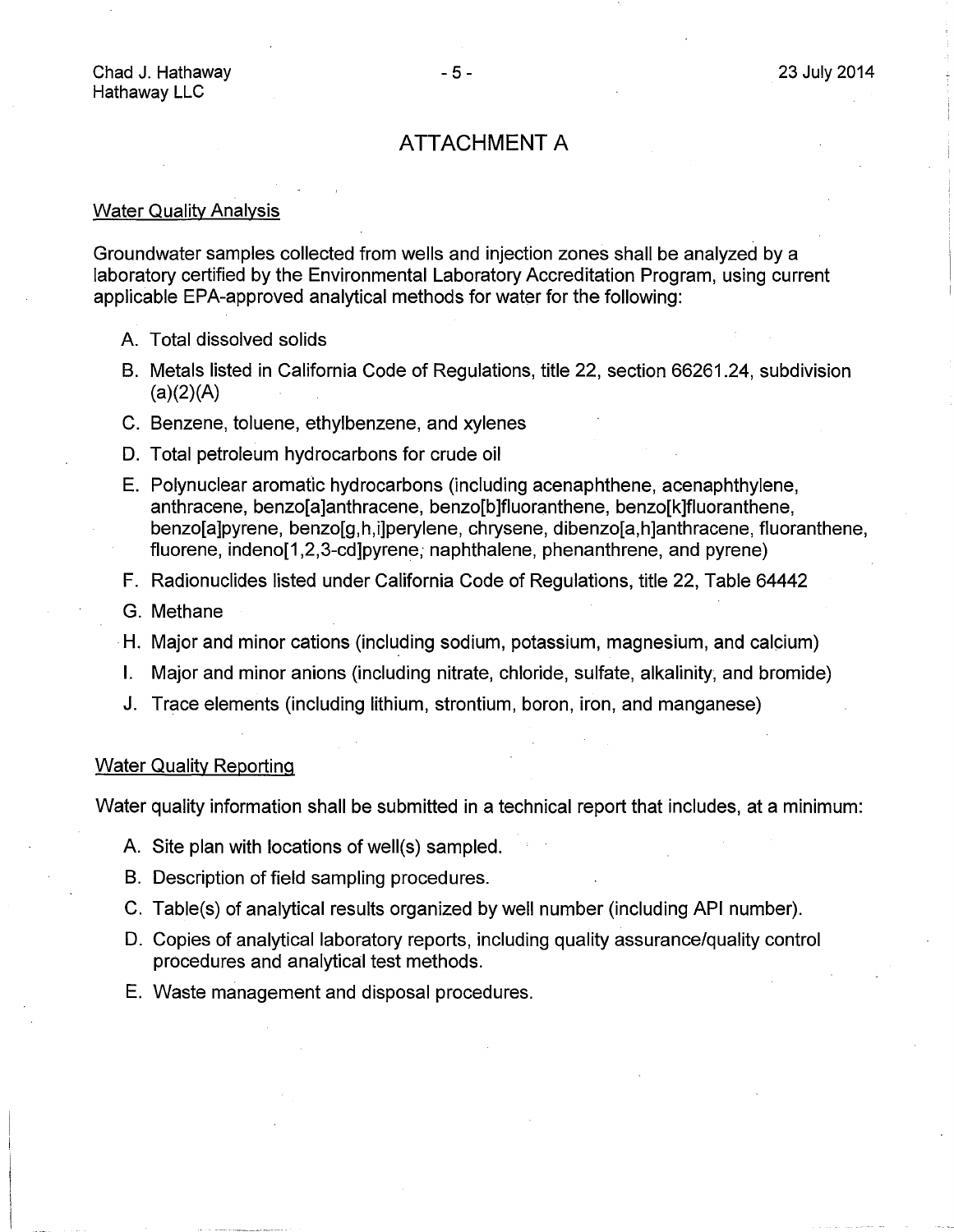# ATTACHMENT A

## Water Quality Analysis

Groundwater samples collected from wells and injection zones shall be analyzed by a laboratory certified by the Environmental Laboratory Accreditation Program, using current applicable EPA-approved analytical methods for water for the following:

A. Total dissolved solids

B. Metals listed in California Code of Regulations, title 22, section 66261.24, subdivision (a)(2)(A)

C. Benzene, toluene, ethylbenzene, and xylenes

D. Total petroleum hydrocarbons for crude oil

E. Polynuclear aromatic hydrocarbons (including acenaphthene, acenaphthylene, anthracene, benzo[a]anthracene, benzo[b]fluoranthene, benzo[k]fluoranthene, benzo[a]pyrene, benzo[g,h,i]perylene, chrysene, dibenzo[a,h]anthracene, fluoranthene, fluorene, indeno[1,2,3-cd]pyrene, naphthalene, phenanthrene, and pyrene)

F. Radionuclides listed under California Code of Regulations, title 22, Table 64442

G. Methane

H. Major and minor cations (including sodium, potassium, magnesium, and calcium)

I. Major and minor anions (including nitrate, chloride, sulfate, alkalinity, and bromide)

J. Trace elements (including lithium, strontium, boron, iron, and manganese)

## Water Quality Reporting

Water quality information shall be submitted in a technical report that includes, at a minimum:

A. Site plan with locations of well(s) sampled.

B. Description of field sampling procedures.

C. Table(s) of analytical results organized by well number (including API number).

D. Copies of analytical laboratory reports, including quality assurance/quality control procedures and analytical test methods.

E. Waste management and disposal procedures.